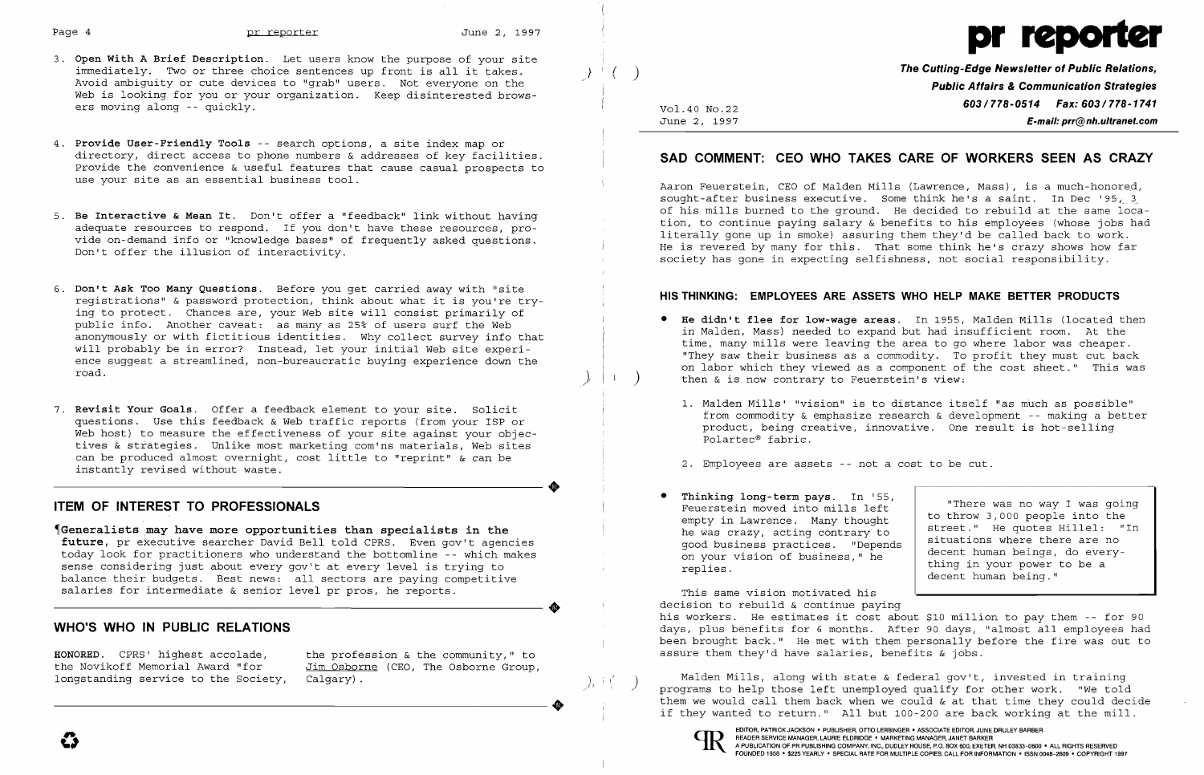3. **Open With A Brief Description.** Let users know the purpose of your site immediately. Two or three choice sentences up front is all it takes. Avoid ambiguity or cute devices to "grab" users. Not everyone on the Web is looking for you or your organization. Keep disinterested browsers moving along -- quickly.

4. **Provide User-Friendly Tools** -- search options, a site index map or directory, direct access to phone numbers & addresses of key facilities. Provide the convenience & useful features that cause casual prospects to use your site as an essential business tool.

5. **Be Interactive & Mean It.** Don't offer a "feedback" link without having adequate resources to respond. If you don't have these resources, provide on-demand info or "knowledge bases" of frequently asked questions. Don't offer the illusion of interactivity.

6. **Don't Ask Too Many Questions.** Before you get carried away with "site registrations" & password protection, think about what it is you're trying to protect. Chances are, your Web site will consist primarily of public info. Another caveat: as many as 25% of users surf the Web anonymously or with fictitious identities. Why collect survey info that will probably be in error? Instead, let your initial Web site experience suggest a streamlined, non-bureaucratic buying experience down the road.

7. **Revisit Your Goals.** Offer a feedback element to your site. Solicit questions. Use this feedback & Web traffic reports (from your ISP or Web host) to measure the effectiveness of your site against your objectives & strategies. Unlike most marketing com'ns materials, Web sites can be produced almost overnight, cost little to "reprint" & can be instantly revised without waste.

## ITEM OF INTEREST TO PROFESSIONALS

¶**Generalists may have more opportunities than specialists in the future**, pr executive searcher David Bell told CPRS. Even gov't agencies today look for practitioners who understand the bottomline -- which makes sense considering just about every gov't at every level is trying to balance their budgets. Best news: all sectors are paying competitive salaries for intermediate & senior level pr pros, he reports.

## WHO'S WHO IN PUBLIC RELATIONS

**HONORED.** CPRS' highest accolade, the Novikoff Memorial Award "for longstanding service to the Society, the profession & the community," to Jim Osborne (CEO, The Osborne Group, Calgary).

# pr reporter

**The Cutting-Edge Newsletter of Public Relations, Public Affairs & Communication Strategies**
603/778-0514 Fax: 603/778-1741
E-mail: prr@nh.ultranet.com

Vol.40 No.22
June 2, 1997

## SAD COMMENT: CEO WHO TAKES CARE OF WORKERS SEEN AS CRAZY

Aaron Feuerstein, CEO of Malden Mills (Lawrence, Mass), is a much-honored, sought-after business executive. Some think he's a saint. In Dec '95, 3 of his mills burned to the ground. He decided to rebuild at the same location, to continue paying salary & benefits to his employees (whose jobs had literally gone up in smoke) assuring them they'd be called back to work. He is revered by many for this. That some think he's crazy shows how far society has gone in expecting selfishness, not social responsibility.

### HIS THINKING: EMPLOYEES ARE ASSETS WHO HELP MAKE BETTER PRODUCTS

- **He didn't flee for low-wage areas.** In 1955, Malden Mills (located then in Malden, Mass) needed to expand but had insufficient room. At the time, many mills were leaving the area to go where labor was cheaper. "They saw their business as a commodity. To profit they must cut back on labor which they viewed as a component of the cost sheet." This was then & is now contrary to Feuerstein's view:

  1. Malden Mills' "vision" is to distance itself "as much as possible" from commodity & emphasize research & development -- making a better product, being creative, innovative. One result is hot-selling Polartec® fabric.

  2. Employees are assets -- not a cost to be cut.

- **Thinking long-term pays.** In '55, Feuerstein moved into mills left empty in Lawrence. Many thought he was crazy, acting contrary to good business practices. "Depends on your vision of business," he replies.

> "There was no way I was going to throw 3,000 people into the street." He quotes Hillel: "In situations where there are no decent human beings, do everything in your power to be a decent human being."

This same vision motivated his decision to rebuild & continue paying his workers. He estimates it cost about $10 million to pay them -- for 90 days, plus benefits for 6 months. After 90 days, "almost all employees had been brought back." He met with them personally before the fire was out to assure them they'd have salaries, benefits & jobs.

Malden Mills, along with state & federal gov't, invested in training programs to help those left unemployed qualify for other work. "We told them we would call them back when we could & at that time they could decide if they wanted to return." All but 100-200 are back working at the mill.

EDITOR, PATRICK JACKSON • PUBLISHER, OTTO LERBINGER • ASSOCIATE EDITOR, JUNE DRULEY BARBER
READER SERVICE MANAGER, LAURIE ELDRIDGE • MARKETING MANAGER, JANET BARKER
A PUBLICATION OF PR PUBLISHING COMPANY, INC., DUDLEY HOUSE, P.O. BOX 600, EXETER, NH 03833-0600 • ALL RIGHTS RESERVED
FOUNDED 1958 • $225 YEARLY • SPECIAL RATE FOR MULTIPLE COPIES: CALL FOR INFORMATION • ISSN 0048-2609 • COPYRIGHT 1997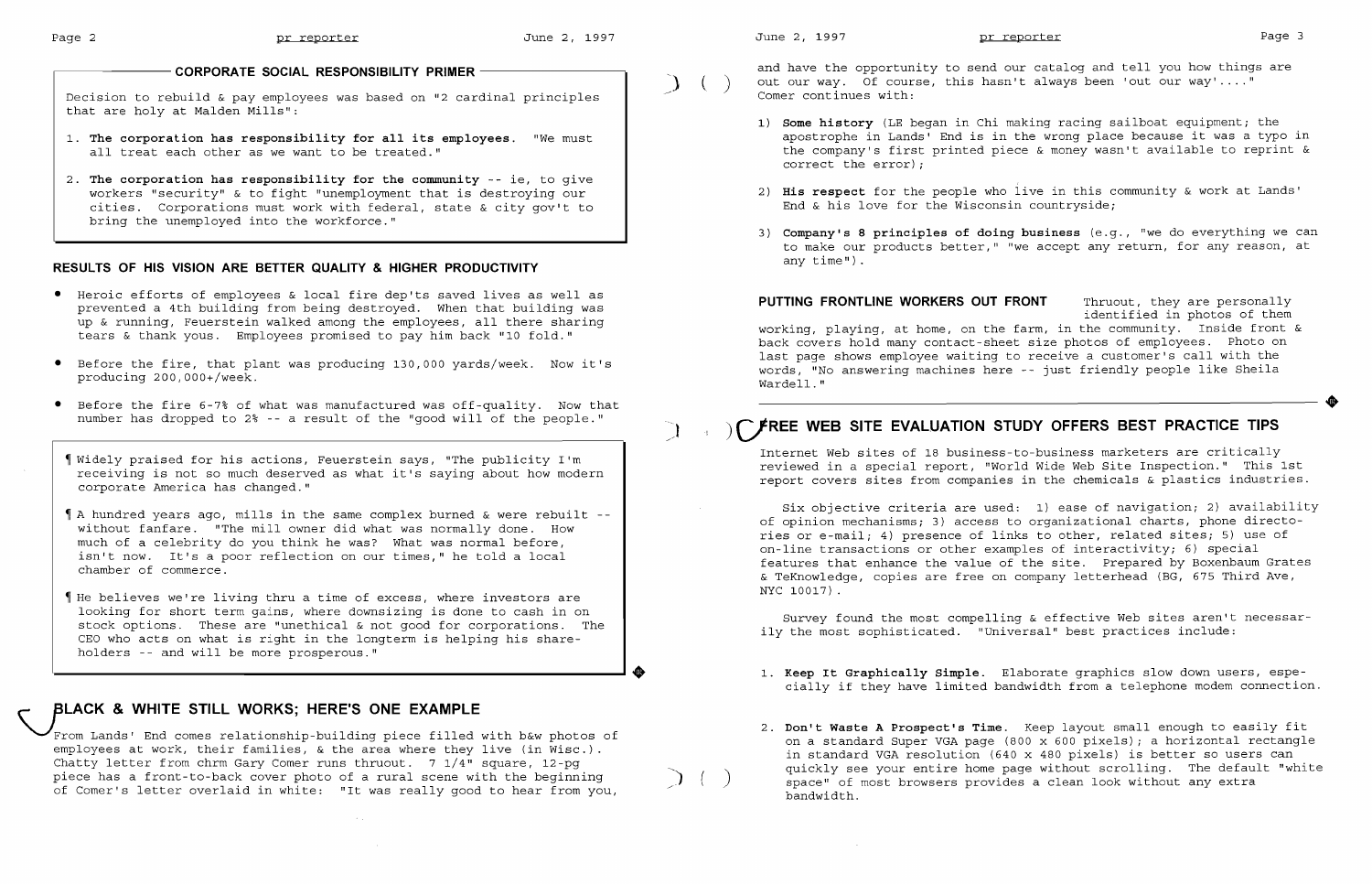## CORPORATE SOCIAL RESPONSIBILITY PRIMER

Decision to rebuild & pay employees was based on "2 cardinal principles that are holy at Malden Mills":

1. **The corporation has responsibility for all its employees.** "We must all treat each other as we want to be treated."
2. **The corporation has responsibility for the community** -- ie, to give workers "security" & to fight "unemployment that is destroying our cities. Corporations must work with federal, state & city gov't to bring the unemployed into the workforce."

### RESULTS OF HIS VISION ARE BETTER QUALITY & HIGHER PRODUCTIVITY

- Heroic efforts of employees & local fire dep'ts saved lives as well as prevented a 4th building from being destroyed. When that building was up & running, Feuerstein walked among the employees, all there sharing tears & thank yous. Employees promised to pay him back "10 fold."
- Before the fire, that plant was producing 130,000 yards/week. Now it's producing 200,000+/week.
- Before the fire 6-7% of what was manufactured was off-quality. Now that number has dropped to 2% -- a result of the "good will of the people."

¶ Widely praised for his actions, Feuerstein says, "The publicity I'm receiving is not so much deserved as what it's saying about how modern corporate America has changed."

¶ A hundred years ago, mills in the same complex burned & were rebuilt -- without fanfare. "The mill owner did what was normally done. How much of a celebrity do you think he was? What was normal before, isn't now. It's a poor reflection on our times," he told a local chamber of commerce.

¶ He believes we're living thru a time of excess, where investors are looking for short term gains, where downsizing is done to cash in on stock options. These are "unethical & not good for corporations. The CEO who acts on what is right in the longterm is helping his shareholders -- and will be more prosperous."

## BLACK & WHITE STILL WORKS; HERE'S ONE EXAMPLE

From Lands' End comes relationship-building piece filled with b&w photos of employees at work, their families, & the area where they live (in Wisc.). Chatty letter from chrm Gary Comer runs thruout. 7 1/4" square, 12-pg piece has a front-to-back cover photo of a rural scene with the beginning of Comer's letter overlaid in white: "It was really good to hear from you, and have the opportunity to send our catalog and tell you how things are out our way. Of course, this hasn't always been 'out our way'...." Comer continues with:

1) **Some history** (LE began in Chi making racing sailboat equipment; the apostrophe in Lands' End is in the wrong place because it was a typo in the company's first printed piece & money wasn't available to reprint & correct the error);

2) **His respect** for the people who live in this community & work at Lands' End & his love for the Wisconsin countryside;

3) **Company's 8 principles of doing business** (e.g., "we do everything we can to make our products better," "we accept any return, for any reason, at any time").

**PUTTING FRONTLINE WORKERS OUT FRONT** Thruout, they are personally identified in photos of them working, playing, at home, on the farm, in the community. Inside front & back covers hold many contact-sheet size photos of employees. Photo on last page shows employee waiting to receive a customer's call with the words, "No answering machines here -- just friendly people like Sheila Wardell."

## FREE WEB SITE EVALUATION STUDY OFFERS BEST PRACTICE TIPS

Internet Web sites of 18 business-to-business marketers are critically reviewed in a special report, "World Wide Web Site Inspection." This 1st report covers sites from companies in the chemicals & plastics industries.

Six objective criteria are used: 1) ease of navigation; 2) availability of opinion mechanisms; 3) access to organizational charts, phone directories or e-mail; 4) presence of links to other, related sites; 5) use of on-line transactions or other examples of interactivity; 6) special features that enhance the value of the site. Prepared by Boxenbaum Grates & TeKnowledge, copies are free on company letterhead (BG, 675 Third Ave, NYC 10017).

Survey found the most compelling & effective Web sites aren't necessarily the most sophisticated. "Universal" best practices include:

1. **Keep It Graphically Simple.** Elaborate graphics slow down users, especially if they have limited bandwidth from a telephone modem connection.

2. **Don't Waste A Prospect's Time.** Keep layout small enough to easily fit on a standard Super VGA page (800 x 600 pixels); a horizontal rectangle in standard VGA resolution (640 x 480 pixels) is better so users can quickly see your entire home page without scrolling. The default "white space" of most browsers provides a clean look without any extra bandwidth.